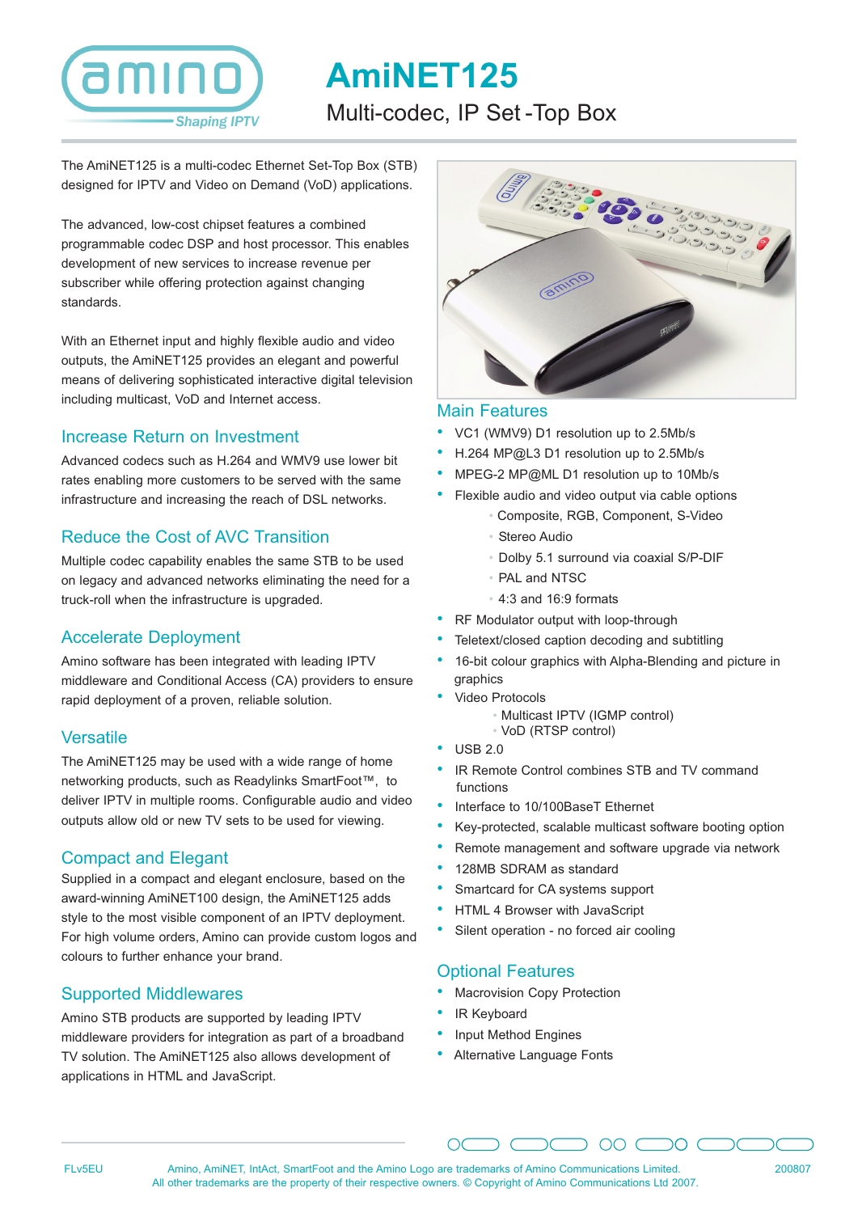# AmiNET125

## Multi-codec, IP Set-Top Box

The AmiNET125 is a multi-codec Ethernet Set-Top Box (STB) designed for IPTV and Video on Demand (VoD) applications.

The advanced, low-cost chipset features a combined programmable codec DSP and host processor. This enables development of new services to increase revenue per subscriber while offering protection against changing standards.

With an Ethernet input and highly flexible audio and video outputs, the AmiNET125 provides an elegant and powerful means of delivering sophisticated interactive digital television including multicast, VoD and Internet access.

### Increase Return on Investment

Advanced codecs such as H.264 and WMV9 use lower bit rates enabling more customers to be served with the same infrastructure and increasing the reach of DSL networks.

### Reduce the Cost of AVC Transition

Multiple codec capability enables the same STB to be used on legacy and advanced networks eliminating the need for a truck-roll when the infrastructure is upgraded.

### Accelerate Deployment

Amino software has been integrated with leading IPTV middleware and Conditional Access (CA) providers to ensure rapid deployment of a proven, reliable solution.

### Versatile

The AmiNET125 may be used with a wide range of home networking products, such as Readylinks SmartFoot™, to deliver IPTV in multiple rooms. Configurable audio and video outputs allow old or new TV sets to be used for viewing.

### Compact and Elegant

Supplied in a compact and elegant enclosure, based on the award-winning AmiNET100 design, the AmiNET125 adds style to the most visible component of an IPTV deployment. For high volume orders, Amino can provide custom logos and colours to further enhance your brand.

### Supported Middlewares

Amino STB products are supported by leading IPTV middleware providers for integration as part of a broadband TV solution. The AmiNET125 also allows development of applications in HTML and JavaScript.

### Main Features

- VC1 (WMV9) D1 resolution up to 2.5Mb/s
- H.264 MP@L3 D1 resolution up to 2.5Mb/s
- MPEG-2 MP@ML D1 resolution up to 10Mb/s
- Flexible audio and video output via cable options
  - Composite, RGB, Component, S-Video
  - Stereo Audio
  - Dolby 5.1 surround via coaxial S/P-DIF
  - PAL and NTSC
  - 4:3 and 16:9 formats
- RF Modulator output with loop-through
- Teletext/closed caption decoding and subtitling
- 16-bit colour graphics with Alpha-Blending and picture in graphics
- Video Protocols
  - Multicast IPTV (IGMP control)
  - VoD (RTSP control)
- USB 2.0
- IR Remote Control combines STB and TV command functions
- Interface to 10/100BaseT Ethernet
- Key-protected, scalable multicast software booting option
- Remote management and software upgrade via network
- 128MB SDRAM as standard
- Smartcard for CA systems support
- HTML 4 Browser with JavaScript
- Silent operation - no forced air cooling

### Optional Features

- Macrovision Copy Protection
- IR Keyboard
- Input Method Engines
- Alternative Language Fonts

FLv5EU

Amino, AmiNET, IntAct, SmartFoot and the Amino Logo are trademarks of Amino Communications Limited.
All other trademarks are the property of their respective owners. © Copyright of Amino Communications Ltd 2007.

200807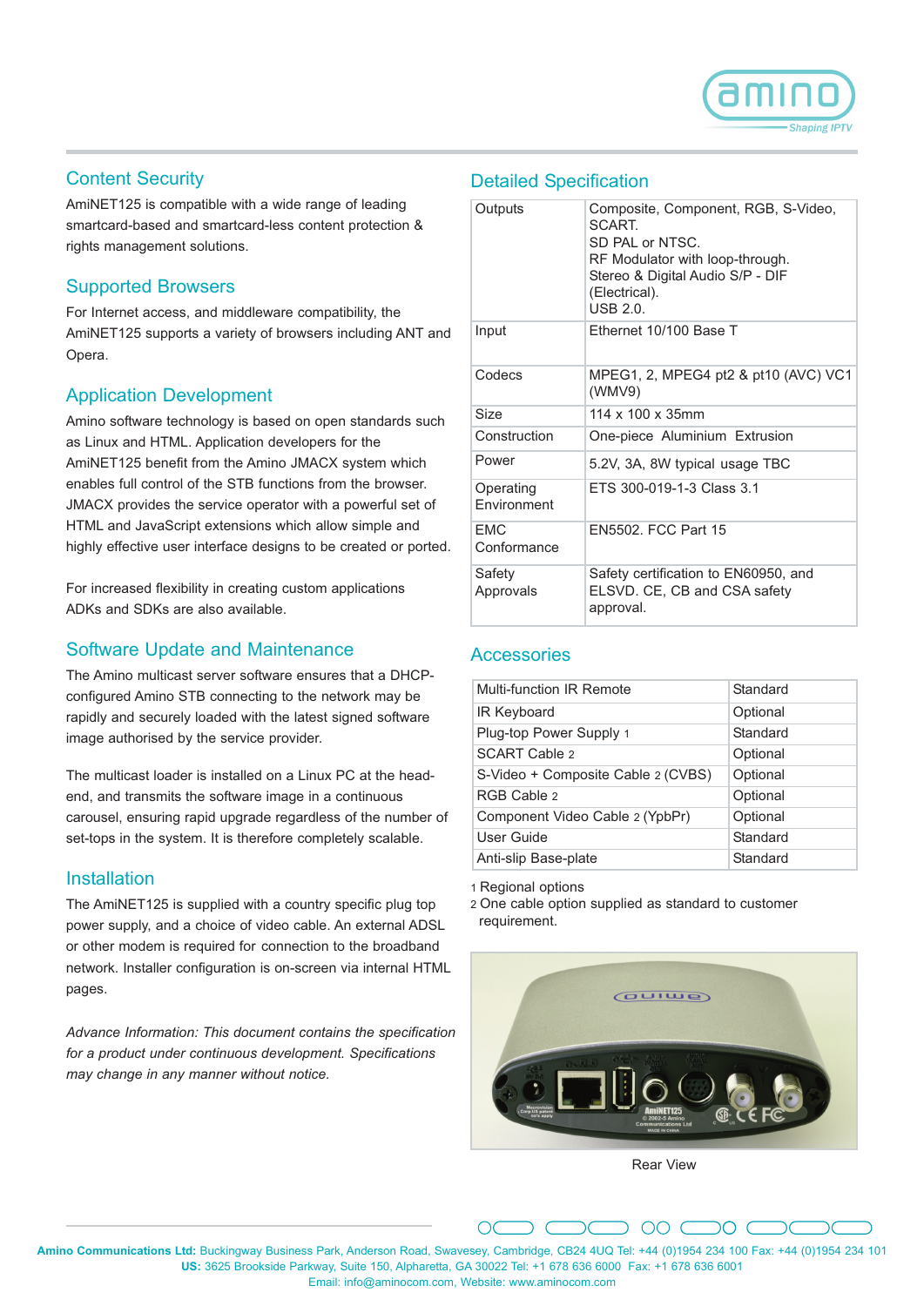## Content Security

AmiNET125 is compatible with a wide range of leading smartcard-based and smartcard-less content protection & rights management solutions.

## Supported Browsers

For Internet access, and middleware compatibility, the AmiNET125 supports a variety of browsers including ANT and Opera.

## Application Development

Amino software technology is based on open standards such as Linux and HTML. Application developers for the AmiNET125 benefit from the Amino JMACX system which enables full control of the STB functions from the browser. JMACX provides the service operator with a powerful set of HTML and JavaScript extensions which allow simple and highly effective user interface designs to be created or ported.

For increased flexibility in creating custom applications ADKs and SDKs are also available.

## Software Update and Maintenance

The Amino multicast server software ensures that a DHCP-configured Amino STB connecting to the network may be rapidly and securely loaded with the latest signed software image authorised by the service provider.

The multicast loader is installed on a Linux PC at the head-end, and transmits the software image in a continuous carousel, ensuring rapid upgrade regardless of the number of set-tops in the system. It is therefore completely scalable.

## Installation

The AmiNET125 is supplied with a country specific plug top power supply, and a choice of video cable. An external ADSL or other modem is required for connection to the broadband network. Installer configuration is on-screen via internal HTML pages.

*Advance Information: This document contains the specification for a product under continuous development. Specifications may change in any manner without notice.*

## Detailed Specification

| | |
|---|---|
| Outputs | Composite, Component, RGB, S-Video, SCART.<br>SD PAL or NTSC.<br>RF Modulator with loop-through.<br>Stereo & Digital Audio S/P - DIF (Electrical).<br>USB 2.0. |
| Input | Ethernet 10/100 Base T |
| Codecs | MPEG1, 2, MPEG4 pt2 & pt10 (AVC) VC1 (WMV9) |
| Size | 114 x 100 x 35mm |
| Construction | One-piece Aluminium Extrusion |
| Power | 5.2V, 3A, 8W typical usage TBC |
| Operating Environment | ETS 300-019-1-3 Class 3.1 |
| EMC Conformance | EN5502. FCC Part 15 |
| Safety Approvals | Safety certification to EN60950, and ELSVD. CE, CB and CSA safety approval. |

## Accessories

| | |
|---|---|
| Multi-function IR Remote | Standard |
| IR Keyboard | Optional |
| Plug-top Power Supply 1 | Standard |
| SCART Cable 2 | Optional |
| S-Video + Composite Cable 2 (CVBS) | Optional |
| RGB Cable 2 | Optional |
| Component Video Cable 2 (YpbPr) | Optional |
| User Guide | Standard |
| Anti-slip Base-plate | Standard |

1 Regional options
2 One cable option supplied as standard to customer requirement.

Rear View

**Amino Communications Ltd:** Buckingway Business Park, Anderson Road, Swavesey, Cambridge, CB24 4UQ Tel: +44 (0)1954 234 100 Fax: +44 (0)1954 234 101
**US:** 3625 Brookside Parkway, Suite 150, Alpharetta, GA 30022 Tel: +1 678 636 6000 Fax: +1 678 636 6001
Email: info@aminocom.com, Website: www.aminocom.com